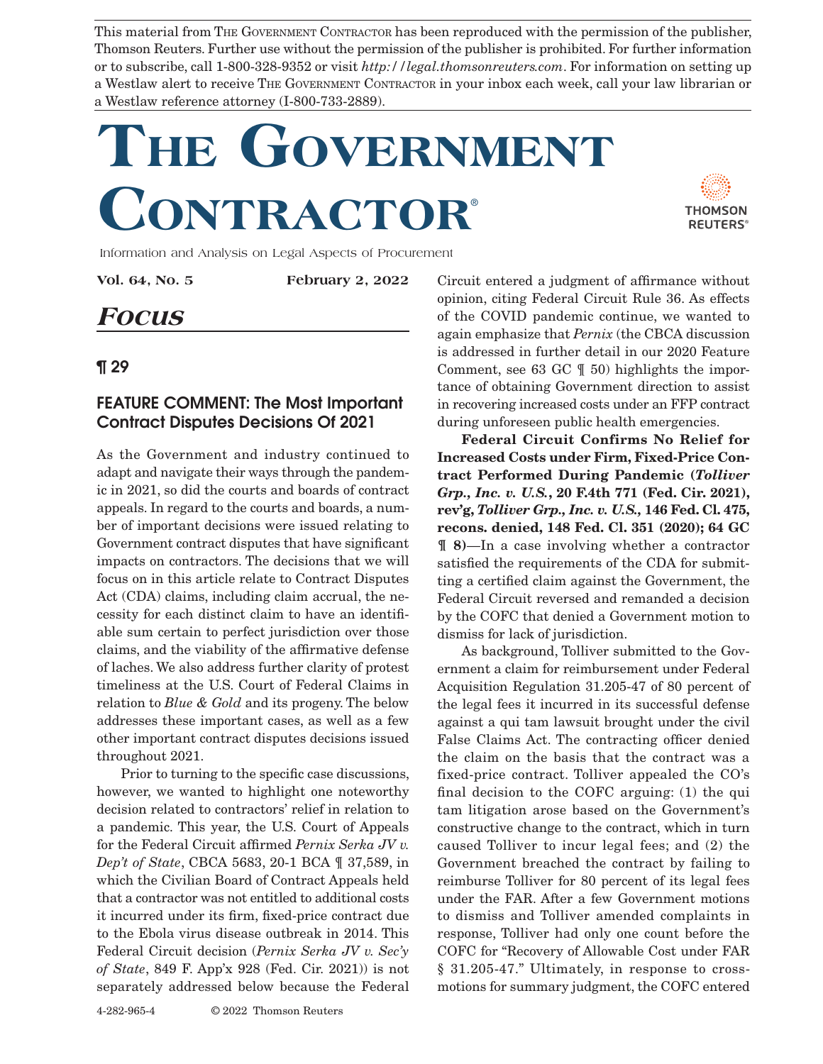This material from The Government Contractor has been reproduced with the permission of the publisher, Thomson Reuters. Further use without the permission of the publisher is prohibited. For further information or to subscribe, call 1-800-328-9352 or visit *http://legal.thomsonreuters.com*. For information on setting up a Westlaw alert to receive The Government Contractor in your inbox each week, call your law librarian or a Westlaw reference attorney (I-800-733-2889).

# The Government Contractor®

Information and Analysis on Legal Aspects of Procurement

**Vol. 64, No. 5** **February 2, 2022**

## *Focus*

### ¶ 29

### FEATURE COMMENT: The Most Important Contract Disputes Decisions Of 2021

As the Government and industry continued to adapt and navigate their ways through the pandemic in 2021, so did the courts and boards of contract appeals. In regard to the courts and boards, a number of important decisions were issued relating to Government contract disputes that have significant impacts on contractors. The decisions that we will focus on in this article relate to Contract Disputes Act (CDA) claims, including claim accrual, the necessity for each distinct claim to have an identifiable sum certain to perfect jurisdiction over those claims, and the viability of the affirmative defense of laches. We also address further clarity of protest timeliness at the U.S. Court of Federal Claims in relation to *Blue & Gold* and its progeny. The below addresses these important cases, as well as a few other important contract disputes decisions issued throughout 2021.

Prior to turning to the specific case discussions, however, we wanted to highlight one noteworthy decision related to contractors' relief in relation to a pandemic. This year, the U.S. Court of Appeals for the Federal Circuit affirmed *Pernix Serka JV v. Dep't of State*, CBCA 5683, 20-1 BCA ¶ 37,589, in which the Civilian Board of Contract Appeals held that a contractor was not entitled to additional costs it incurred under its firm, fixed-price contract due to the Ebola virus disease outbreak in 2014. This Federal Circuit decision (*Pernix Serka JV v. Sec'y of State*, 849 F. App'x 928 (Fed. Cir. 2021)) is not separately addressed below because the Federal Circuit entered a judgment of affirmance without opinion, citing Federal Circuit Rule 36. As effects of the COVID pandemic continue, we wanted to again emphasize that *Pernix* (the CBCA discussion is addressed in further detail in our 2020 Feature Comment, see 63 GC ¶ 50) highlights the importance of obtaining Government direction to assist in recovering increased costs under an FFP contract during unforeseen public health emergencies.

**Federal Circuit Confirms No Relief for Increased Costs under Firm, Fixed-Price Contract Performed During Pandemic (*Tolliver Grp., Inc. v. U.S.*, 20 F.4th 771 (Fed. Cir. 2021), rev'g, *Tolliver Grp., Inc. v. U.S.*, 146 Fed. Cl. 475, recons. denied, 148 Fed. Cl. 351 (2020); 64 GC ¶ 8)**—In a case involving whether a contractor satisfied the requirements of the CDA for submitting a certified claim against the Government, the Federal Circuit reversed and remanded a decision by the COFC that denied a Government motion to dismiss for lack of jurisdiction.

As background, Tolliver submitted to the Government a claim for reimbursement under Federal Acquisition Regulation 31.205-47 of 80 percent of the legal fees it incurred in its successful defense against a qui tam lawsuit brought under the civil False Claims Act. The contracting officer denied the claim on the basis that the contract was a fixed-price contract. Tolliver appealed the CO's final decision to the COFC arguing: (1) the qui tam litigation arose based on the Government's constructive change to the contract, which in turn caused Tolliver to incur legal fees; and (2) the Government breached the contract by failing to reimburse Tolliver for 80 percent of its legal fees under the FAR. After a few Government motions to dismiss and Tolliver amended complaints in response, Tolliver had only one count before the COFC for "Recovery of Allowable Cost under FAR § 31.205-47." Ultimately, in response to cross-motions for summary judgment, the COFC entered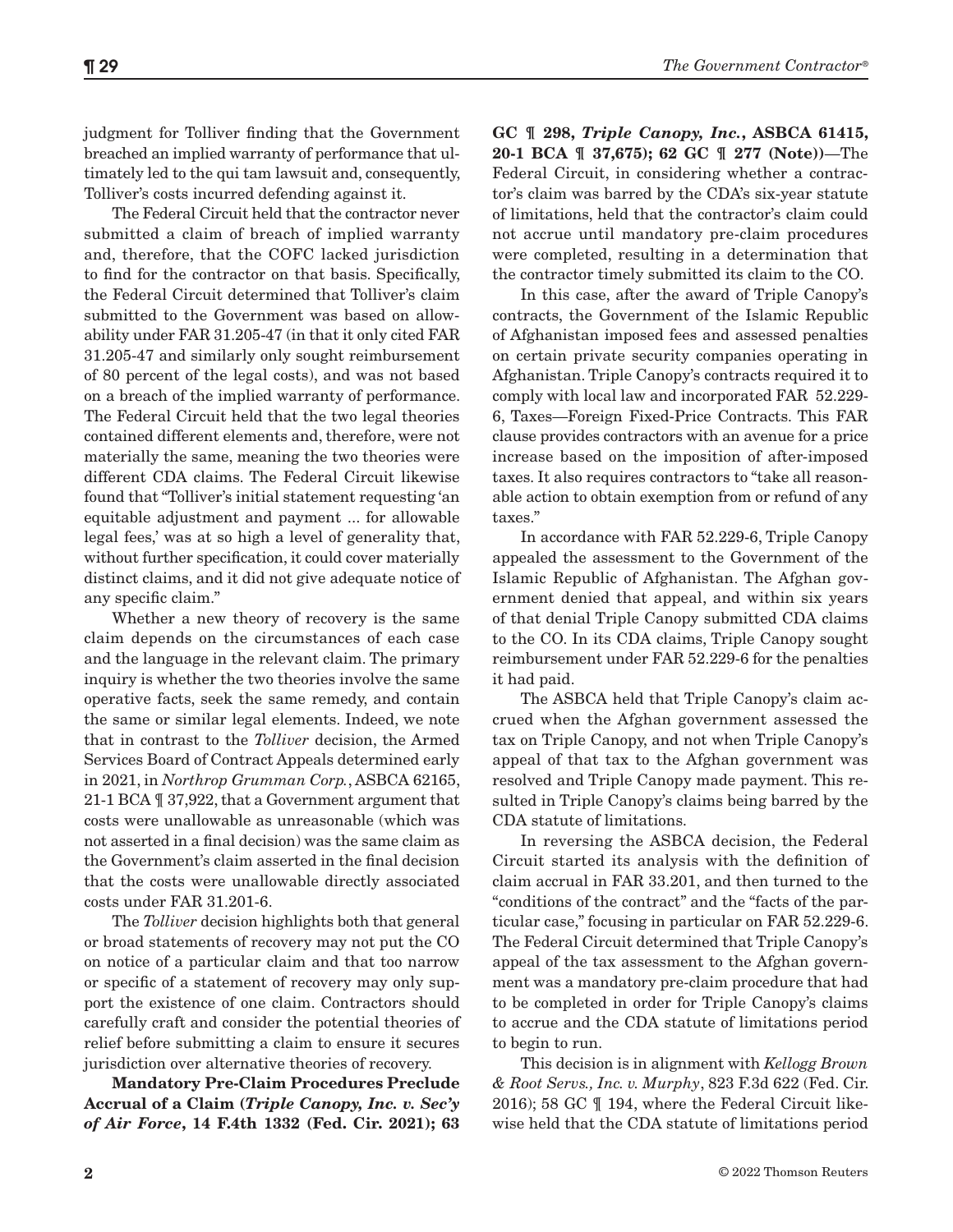judgment for Tolliver finding that the Government breached an implied warranty of performance that ultimately led to the qui tam lawsuit and, consequently, Tolliver's costs incurred defending against it.

The Federal Circuit held that the contractor never submitted a claim of breach of implied warranty and, therefore, that the COFC lacked jurisdiction to find for the contractor on that basis. Specifically, the Federal Circuit determined that Tolliver's claim submitted to the Government was based on allowability under FAR 31.205-47 (in that it only cited FAR 31.205-47 and similarly only sought reimbursement of 80 percent of the legal costs), and was not based on a breach of the implied warranty of performance. The Federal Circuit held that the two legal theories contained different elements and, therefore, were not materially the same, meaning the two theories were different CDA claims. The Federal Circuit likewise found that "Tolliver's initial statement requesting 'an equitable adjustment and payment ... for allowable legal fees,' was at so high a level of generality that, without further specification, it could cover materially distinct claims, and it did not give adequate notice of any specific claim."

Whether a new theory of recovery is the same claim depends on the circumstances of each case and the language in the relevant claim. The primary inquiry is whether the two theories involve the same operative facts, seek the same remedy, and contain the same or similar legal elements. Indeed, we note that in contrast to the *Tolliver* decision, the Armed Services Board of Contract Appeals determined early in 2021, in *Northrop Grumman Corp.*, ASBCA 62165, 21-1 BCA ¶ 37,922, that a Government argument that costs were unallowable as unreasonable (which was not asserted in a final decision) was the same claim as the Government's claim asserted in the final decision that the costs were unallowable directly associated costs under FAR 31.201-6.

The *Tolliver* decision highlights both that general or broad statements of recovery may not put the CO on notice of a particular claim and that too narrow or specific of a statement of recovery may only support the existence of one claim. Contractors should carefully craft and consider the potential theories of relief before submitting a claim to ensure it secures jurisdiction over alternative theories of recovery.

**Mandatory Pre-Claim Procedures Preclude Accrual of a Claim (*Triple Canopy, Inc. v. Sec'y of Air Force*, 14 F.4th 1332 (Fed. Cir. 2021); 63 GC ¶ 298, *Triple Canopy, Inc.*, ASBCA 61415, 20-1 BCA ¶ 37,675); 62 GC ¶ 277 (Note))**—The Federal Circuit, in considering whether a contractor's claim was barred by the CDA's six-year statute of limitations, held that the contractor's claim could not accrue until mandatory pre-claim procedures were completed, resulting in a determination that the contractor timely submitted its claim to the CO.

In this case, after the award of Triple Canopy's contracts, the Government of the Islamic Republic of Afghanistan imposed fees and assessed penalties on certain private security companies operating in Afghanistan. Triple Canopy's contracts required it to comply with local law and incorporated FAR 52.229-6, Taxes—Foreign Fixed-Price Contracts. This FAR clause provides contractors with an avenue for a price increase based on the imposition of after-imposed taxes. It also requires contractors to "take all reasonable action to obtain exemption from or refund of any taxes."

In accordance with FAR 52.229-6, Triple Canopy appealed the assessment to the Government of the Islamic Republic of Afghanistan. The Afghan government denied that appeal, and within six years of that denial Triple Canopy submitted CDA claims to the CO. In its CDA claims, Triple Canopy sought reimbursement under FAR 52.229-6 for the penalties it had paid.

The ASBCA held that Triple Canopy's claim accrued when the Afghan government assessed the tax on Triple Canopy, and not when Triple Canopy's appeal of that tax to the Afghan government was resolved and Triple Canopy made payment. This resulted in Triple Canopy's claims being barred by the CDA statute of limitations.

In reversing the ASBCA decision, the Federal Circuit started its analysis with the definition of claim accrual in FAR 33.201, and then turned to the "conditions of the contract" and the "facts of the particular case," focusing in particular on FAR 52.229-6. The Federal Circuit determined that Triple Canopy's appeal of the tax assessment to the Afghan government was a mandatory pre-claim procedure that had to be completed in order for Triple Canopy's claims to accrue and the CDA statute of limitations period to begin to run.

This decision is in alignment with *Kellogg Brown & Root Servs., Inc. v. Murphy*, 823 F.3d 622 (Fed. Cir. 2016); 58 GC ¶ 194, where the Federal Circuit likewise held that the CDA statute of limitations period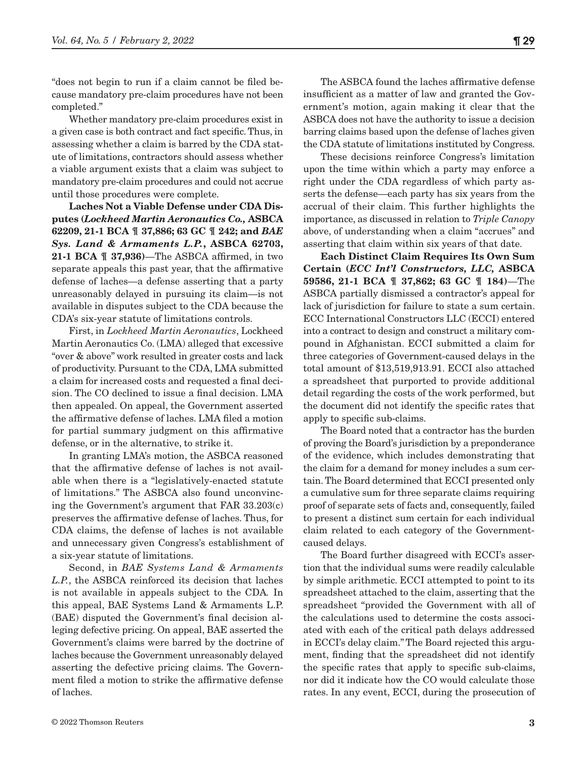"does not begin to run if a claim cannot be filed because mandatory pre-claim procedures have not been completed."

Whether mandatory pre-claim procedures exist in a given case is both contract and fact specific. Thus, in assessing whether a claim is barred by the CDA statute of limitations, contractors should assess whether a viable argument exists that a claim was subject to mandatory pre-claim procedures and could not accrue until those procedures were complete.

**Laches Not a Viable Defense under CDA Disputes (*Lockheed Martin Aeronautics Co.,* ASBCA 62209, 21-1 BCA ¶ 37,886; 63 GC ¶ 242; and *BAE Sys. Land & Armaments L.P.*, ASBCA 62703, 21-1 BCA ¶ 37,936)**—The ASBCA affirmed, in two separate appeals this past year, that the affirmative defense of laches—a defense asserting that a party unreasonably delayed in pursuing its claim—is not available in disputes subject to the CDA because the CDA's six-year statute of limitations controls.

First, in *Lockheed Martin Aeronautics*, Lockheed Martin Aeronautics Co. (LMA) alleged that excessive "over & above" work resulted in greater costs and lack of productivity. Pursuant to the CDA, LMA submitted a claim for increased costs and requested a final decision. The CO declined to issue a final decision. LMA then appealed. On appeal, the Government asserted the affirmative defense of laches. LMA filed a motion for partial summary judgment on this affirmative defense, or in the alternative, to strike it.

In granting LMA's motion, the ASBCA reasoned that the affirmative defense of laches is not available when there is a "legislatively-enacted statute of limitations." The ASBCA also found unconvincing the Government's argument that FAR 33.203(c) preserves the affirmative defense of laches. Thus, for CDA claims, the defense of laches is not available and unnecessary given Congress's establishment of a six-year statute of limitations.

Second, in *BAE Systems Land & Armaments L.P.*, the ASBCA reinforced its decision that laches is not available in appeals subject to the CDA. In this appeal, BAE Systems Land & Armaments L.P. (BAE) disputed the Government's final decision alleging defective pricing. On appeal, BAE asserted the Government's claims were barred by the doctrine of laches because the Government unreasonably delayed asserting the defective pricing claims. The Government filed a motion to strike the affirmative defense of laches.

The ASBCA found the laches affirmative defense insufficient as a matter of law and granted the Government's motion, again making it clear that the ASBCA does not have the authority to issue a decision barring claims based upon the defense of laches given the CDA statute of limitations instituted by Congress.

These decisions reinforce Congress's limitation upon the time within which a party may enforce a right under the CDA regardless of which party asserts the defense—each party has six years from the accrual of their claim. This further highlights the importance, as discussed in relation to *Triple Canopy* above, of understanding when a claim "accrues" and asserting that claim within six years of that date.

**Each Distinct Claim Requires Its Own Sum Certain (*ECC Int'l Constructors, LLC,* ASBCA 59586, 21-1 BCA ¶ 37,862; 63 GC ¶ 184)**—The ASBCA partially dismissed a contractor's appeal for lack of jurisdiction for failure to state a sum certain. ECC International Constructors LLC (ECCI) entered into a contract to design and construct a military compound in Afghanistan. ECCI submitted a claim for three categories of Government-caused delays in the total amount of $13,519,913.91. ECCI also attached a spreadsheet that purported to provide additional detail regarding the costs of the work performed, but the document did not identify the specific rates that apply to specific sub-claims.

The Board noted that a contractor has the burden of proving the Board's jurisdiction by a preponderance of the evidence, which includes demonstrating that the claim for a demand for money includes a sum certain. The Board determined that ECCI presented only a cumulative sum for three separate claims requiring proof of separate sets of facts and, consequently, failed to present a distinct sum certain for each individual claim related to each category of the Government-caused delays.

The Board further disagreed with ECCI's assertion that the individual sums were readily calculable by simple arithmetic. ECCI attempted to point to its spreadsheet attached to the claim, asserting that the spreadsheet "provided the Government with all of the calculations used to determine the costs associated with each of the critical path delays addressed in ECCI's delay claim." The Board rejected this argument, finding that the spreadsheet did not identify the specific rates that apply to specific sub-claims, nor did it indicate how the CO would calculate those rates. In any event, ECCI, during the prosecution of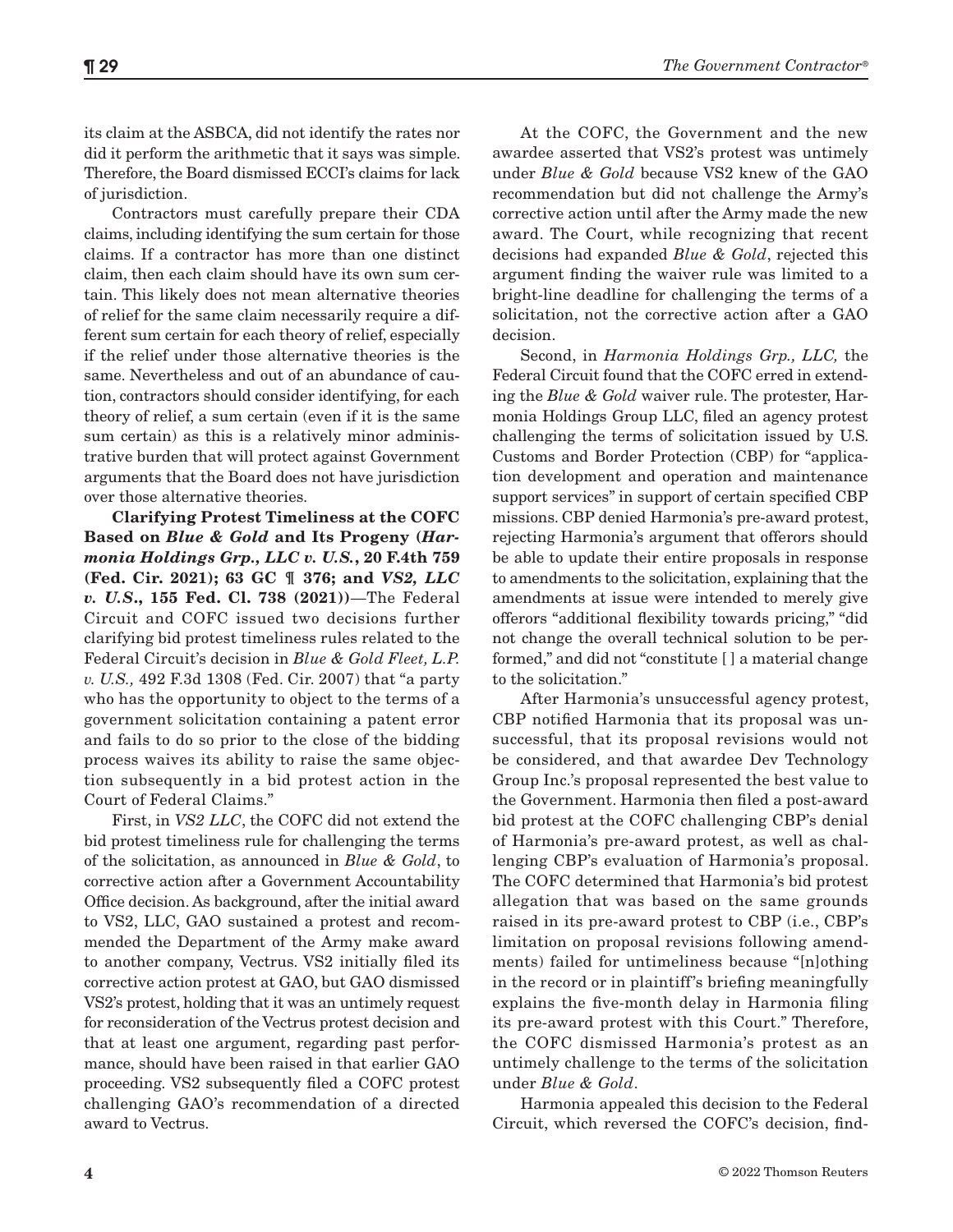its claim at the ASBCA, did not identify the rates nor did it perform the arithmetic that it says was simple. Therefore, the Board dismissed ECCI's claims for lack of jurisdiction.

Contractors must carefully prepare their CDA claims, including identifying the sum certain for those claims. If a contractor has more than one distinct claim, then each claim should have its own sum certain. This likely does not mean alternative theories of relief for the same claim necessarily require a different sum certain for each theory of relief, especially if the relief under those alternative theories is the same. Nevertheless and out of an abundance of caution, contractors should consider identifying, for each theory of relief, a sum certain (even if it is the same sum certain) as this is a relatively minor administrative burden that will protect against Government arguments that the Board does not have jurisdiction over those alternative theories.

**Clarifying Protest Timeliness at the COFC Based on *Blue & Gold* and Its Progeny (*Harmonia Holdings Grp., LLC v. U.S.*, 20 F.4th 759 (Fed. Cir. 2021); 63 GC ¶ 376; and *VS2, LLC v. U.S.*, 155 Fed. Cl. 738 (2021))**—The Federal Circuit and COFC issued two decisions further clarifying bid protest timeliness rules related to the Federal Circuit's decision in *Blue & Gold Fleet, L.P. v. U.S.,* 492 F.3d 1308 (Fed. Cir. 2007) that "a party who has the opportunity to object to the terms of a government solicitation containing a patent error and fails to do so prior to the close of the bidding process waives its ability to raise the same objection subsequently in a bid protest action in the Court of Federal Claims."

First, in *VS2 LLC*, the COFC did not extend the bid protest timeliness rule for challenging the terms of the solicitation, as announced in *Blue & Gold*, to corrective action after a Government Accountability Office decision. As background, after the initial award to VS2, LLC, GAO sustained a protest and recommended the Department of the Army make award to another company, Vectrus. VS2 initially filed its corrective action protest at GAO, but GAO dismissed VS2's protest, holding that it was an untimely request for reconsideration of the Vectrus protest decision and that at least one argument, regarding past performance, should have been raised in that earlier GAO proceeding. VS2 subsequently filed a COFC protest challenging GAO's recommendation of a directed award to Vectrus.

At the COFC, the Government and the new awardee asserted that VS2's protest was untimely under *Blue & Gold* because VS2 knew of the GAO recommendation but did not challenge the Army's corrective action until after the Army made the new award. The Court, while recognizing that recent decisions had expanded *Blue & Gold*, rejected this argument finding the waiver rule was limited to a bright-line deadline for challenging the terms of a solicitation, not the corrective action after a GAO decision.

Second, in *Harmonia Holdings Grp., LLC,* the Federal Circuit found that the COFC erred in extending the *Blue & Gold* waiver rule. The protester, Harmonia Holdings Group LLC, filed an agency protest challenging the terms of solicitation issued by U.S. Customs and Border Protection (CBP) for "application development and operation and maintenance support services" in support of certain specified CBP missions. CBP denied Harmonia's pre-award protest, rejecting Harmonia's argument that offerors should be able to update their entire proposals in response to amendments to the solicitation, explaining that the amendments at issue were intended to merely give offerors "additional flexibility towards pricing," "did not change the overall technical solution to be performed," and did not "constitute [ ] a material change to the solicitation."

After Harmonia's unsuccessful agency protest, CBP notified Harmonia that its proposal was unsuccessful, that its proposal revisions would not be considered, and that awardee Dev Technology Group Inc.'s proposal represented the best value to the Government. Harmonia then filed a post-award bid protest at the COFC challenging CBP's denial of Harmonia's pre-award protest, as well as challenging CBP's evaluation of Harmonia's proposal. The COFC determined that Harmonia's bid protest allegation that was based on the same grounds raised in its pre-award protest to CBP (i.e., CBP's limitation on proposal revisions following amendments) failed for untimeliness because "[n]othing in the record or in plaintiff's briefing meaningfully explains the five-month delay in Harmonia filing its pre-award protest with this Court." Therefore, the COFC dismissed Harmonia's protest as an untimely challenge to the terms of the solicitation under *Blue & Gold*.

Harmonia appealed this decision to the Federal Circuit, which reversed the COFC's decision, find-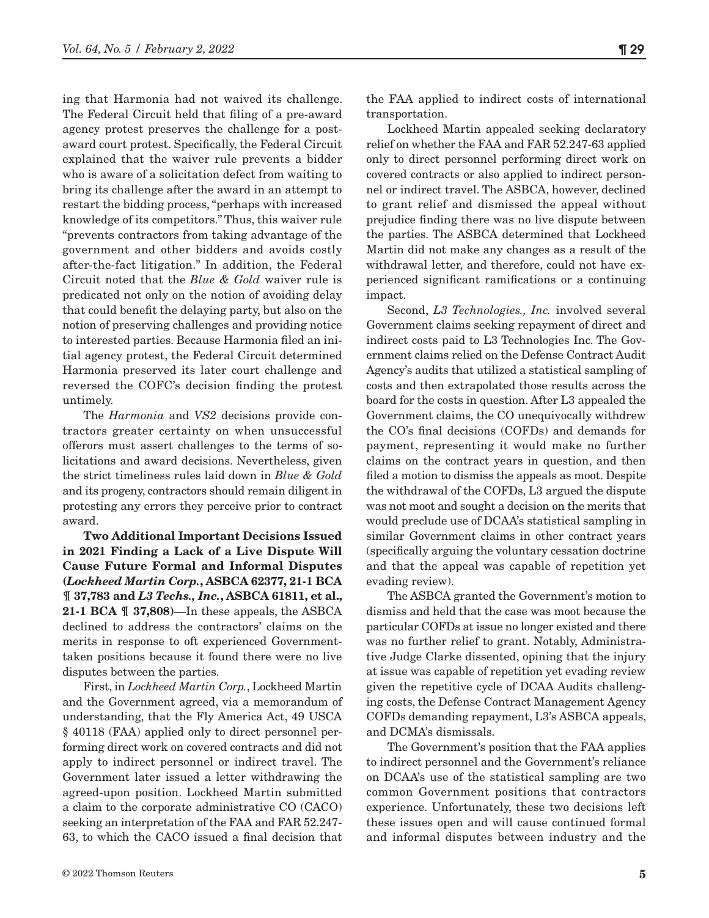ing that Harmonia had not waived its challenge. The Federal Circuit held that filing of a pre-award agency protest preserves the challenge for a post-award court protest. Specifically, the Federal Circuit explained that the waiver rule prevents a bidder who is aware of a solicitation defect from waiting to bring its challenge after the award in an attempt to restart the bidding process, "perhaps with increased knowledge of its competitors." Thus, this waiver rule "prevents contractors from taking advantage of the government and other bidders and avoids costly after-the-fact litigation." In addition, the Federal Circuit noted that the *Blue & Gold* waiver rule is predicated not only on the notion of avoiding delay that could benefit the delaying party, but also on the notion of preserving challenges and providing notice to interested parties. Because Harmonia filed an initial agency protest, the Federal Circuit determined Harmonia preserved its later court challenge and reversed the COFC's decision finding the protest untimely.

The *Harmonia* and *VS2* decisions provide contractors greater certainty on when unsuccessful offerors must assert challenges to the terms of solicitations and award decisions. Nevertheless, given the strict timeliness rules laid down in *Blue & Gold* and its progeny, contractors should remain diligent in protesting any errors they perceive prior to contract award.

**Two Additional Important Decisions Issued in 2021 Finding a Lack of a Live Dispute Will Cause Future Formal and Informal Disputes (*Lockheed Martin Corp.*, ASBCA 62377, 21-1 BCA ¶ 37,783 and *L3 Techs., Inc.*, ASBCA 61811, et al., 21-1 BCA ¶ 37,808)**—In these appeals, the ASBCA declined to address the contractors' claims on the merits in response to oft experienced Government-taken positions because it found there were no live disputes between the parties.

First, in *Lockheed Martin Corp.*, Lockheed Martin and the Government agreed, via a memorandum of understanding, that the Fly America Act, 49 USCA § 40118 (FAA) applied only to direct personnel performing direct work on covered contracts and did not apply to indirect personnel or indirect travel. The Government later issued a letter withdrawing the agreed-upon position. Lockheed Martin submitted a claim to the corporate administrative CO (CACO) seeking an interpretation of the FAA and FAR 52.247-63, to which the CACO issued a final decision that the FAA applied to indirect costs of international transportation.

Lockheed Martin appealed seeking declaratory relief on whether the FAA and FAR 52.247-63 applied only to direct personnel performing direct work on covered contracts or also applied to indirect personnel or indirect travel. The ASBCA, however, declined to grant relief and dismissed the appeal without prejudice finding there was no live dispute between the parties. The ASBCA determined that Lockheed Martin did not make any changes as a result of the withdrawal letter, and therefore, could not have experienced significant ramifications or a continuing impact.

Second, *L3 Technologies., Inc.* involved several Government claims seeking repayment of direct and indirect costs paid to L3 Technologies Inc. The Government claims relied on the Defense Contract Audit Agency's audits that utilized a statistical sampling of costs and then extrapolated those results across the board for the costs in question. After L3 appealed the Government claims, the CO unequivocally withdrew the CO's final decisions (COFDs) and demands for payment, representing it would make no further claims on the contract years in question, and then filed a motion to dismiss the appeals as moot. Despite the withdrawal of the COFDs, L3 argued the dispute was not moot and sought a decision on the merits that would preclude use of DCAA's statistical sampling in similar Government claims in other contract years (specifically arguing the voluntary cessation doctrine and that the appeal was capable of repetition yet evading review).

The ASBCA granted the Government's motion to dismiss and held that the case was moot because the particular COFDs at issue no longer existed and there was no further relief to grant. Notably, Administrative Judge Clarke dissented, opining that the injury at issue was capable of repetition yet evading review given the repetitive cycle of DCAA Audits challenging costs, the Defense Contract Management Agency COFDs demanding repayment, L3's ASBCA appeals, and DCMA's dismissals.

The Government's position that the FAA applies to indirect personnel and the Government's reliance on DCAA's use of the statistical sampling are two common Government positions that contractors experience. Unfortunately, these two decisions left these issues open and will cause continued formal and informal disputes between industry and the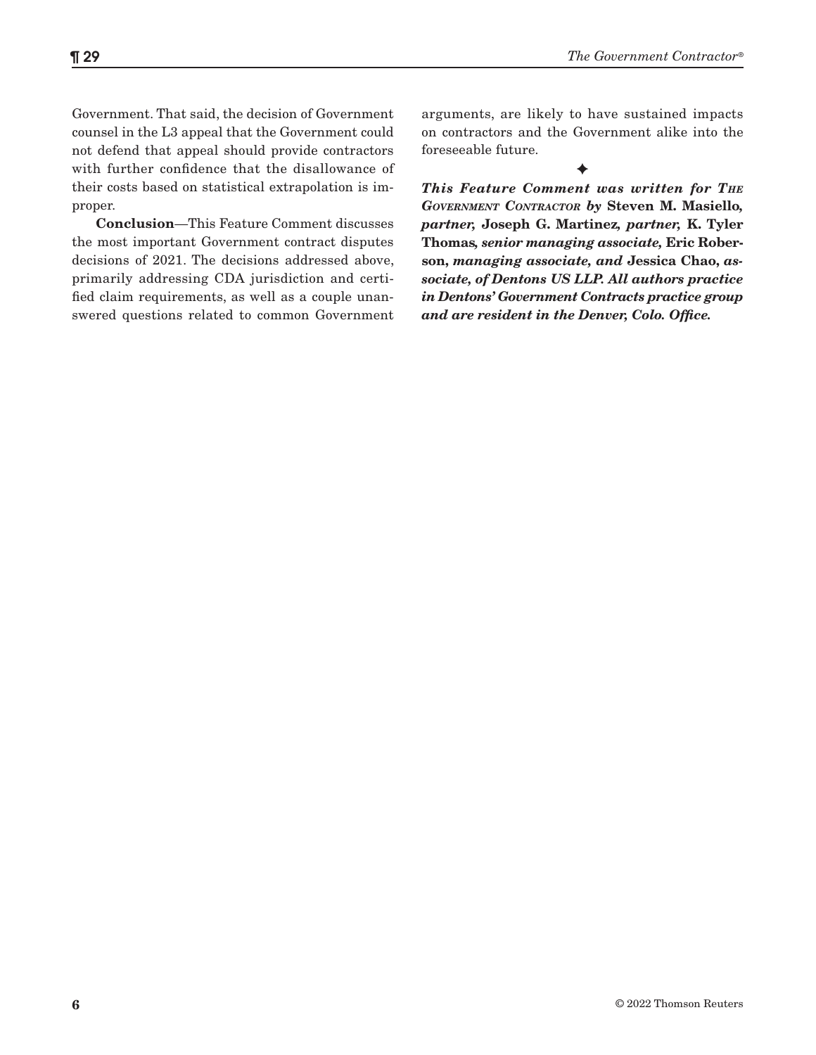Government. That said, the decision of Government counsel in the L3 appeal that the Government could not defend that appeal should provide contractors with further confidence that the disallowance of their costs based on statistical extrapolation is improper.

**Conclusion**—This Feature Comment discusses the most important Government contract disputes decisions of 2021. The decisions addressed above, primarily addressing CDA jurisdiction and certified claim requirements, as well as a couple unanswered questions related to common Government arguments, are likely to have sustained impacts on contractors and the Government alike into the foreseeable future.

✦

***This Feature Comment was written for THE GOVERNMENT CONTRACTOR by* Steven M. Masiello, *partner,* Joseph G. Martinez, *partner,* K. Tyler Thomas, *senior managing associate,* Eric Roberson, *managing associate, and* Jessica Chao, *associate, of Dentons US LLP. All authors practice in Dentons' Government Contracts practice group and are resident in the Denver, Colo. Office.***